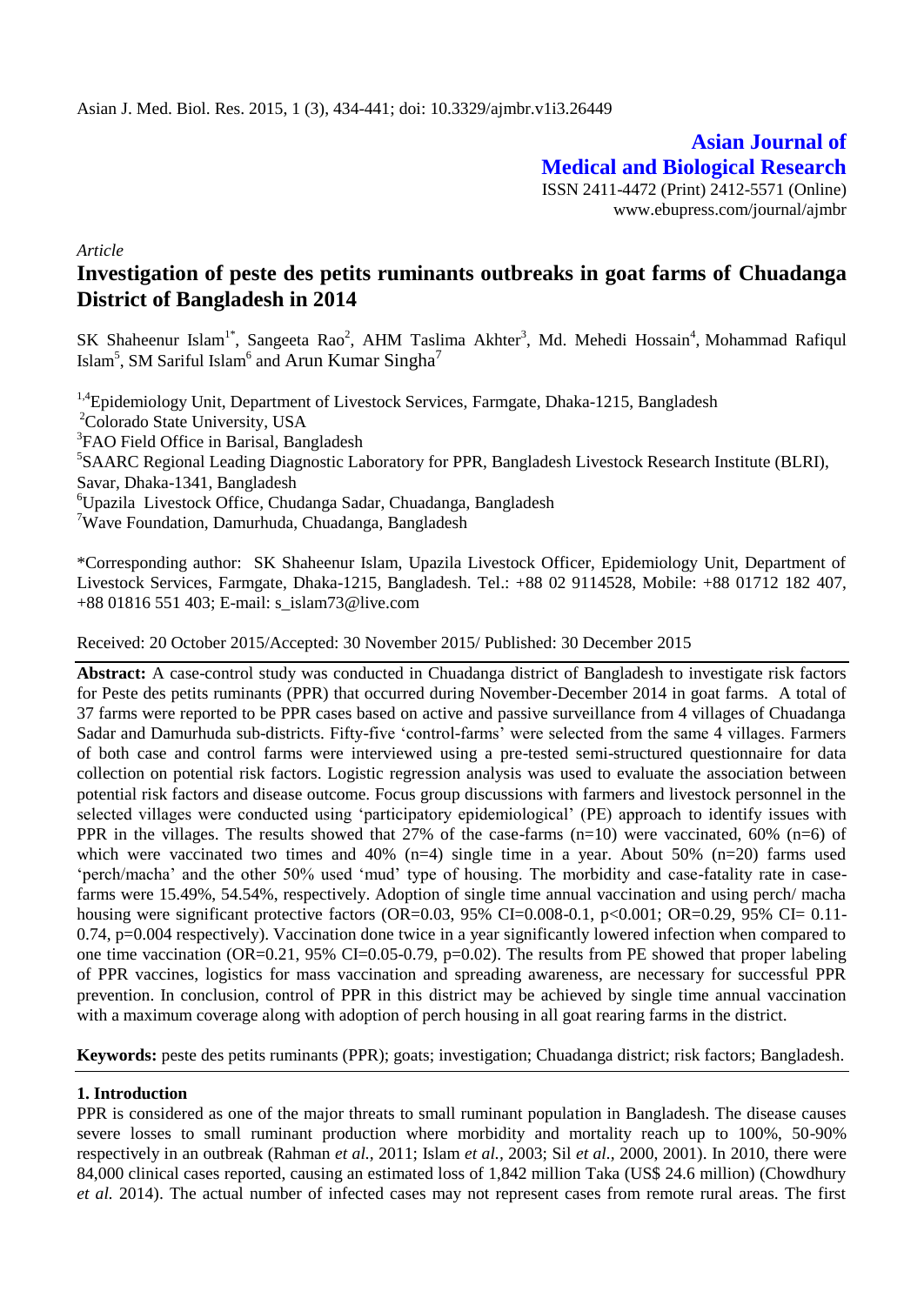Asian J. Med. Biol. Res. 2015, 1 (3), 434-441; doi: 10.3329/ajmbr.v1i3.26449

**Asian Journal of Medical and Biological Research**

ISSN 2411-4472 (Print) 2412-5571 (Online)
www.ebupress.com/journal/ajmbr

*Article*

# Investigation of peste des petits ruminants outbreaks in goat farms of Chuadanga District of Bangladesh in 2014

SK Shaheenur Islam[1*], Sangeeta Rao[2], AHM Taslima Akhter[3], Md. Mehedi Hossain[4], Mohammad Rafiqul Islam[5], SM Sariful Islam[6] and Arun Kumar Singha[7]

[1,4]Epidemiology Unit, Department of Livestock Services, Farmgate, Dhaka-1215, Bangladesh
[2]Colorado State University, USA
[3]FAO Field Office in Barisal, Bangladesh
[5]SAARC Regional Leading Diagnostic Laboratory for PPR, Bangladesh Livestock Research Institute (BLRI), Savar, Dhaka-1341, Bangladesh
[6]Upazila Livestock Office, Chudanga Sadar, Chuadanga, Bangladesh
[7]Wave Foundation, Damurhuda, Chuadanga, Bangladesh

*Corresponding author: SK Shaheenur Islam, Upazila Livestock Officer, Epidemiology Unit, Department of Livestock Services, Farmgate, Dhaka-1215, Bangladesh. Tel.: +88 02 9114528, Mobile: +88 01712 182 407, +88 01816 551 403; E-mail: s_islam73@live.com

Received: 20 October 2015/Accepted: 30 November 2015/ Published: 30 December 2015

**Abstract:** A case-control study was conducted in Chuadanga district of Bangladesh to investigate risk factors for Peste des petits ruminants (PPR) that occurred during November-December 2014 in goat farms. A total of 37 farms were reported to be PPR cases based on active and passive surveillance from 4 villages of Chuadanga Sadar and Damurhuda sub-districts. Fifty-five 'control-farms' were selected from the same 4 villages. Farmers of both case and control farms were interviewed using a pre-tested semi-structured questionnaire for data collection on potential risk factors. Logistic regression analysis was used to evaluate the association between potential risk factors and disease outcome. Focus group discussions with farmers and livestock personnel in the selected villages were conducted using 'participatory epidemiological' (PE) approach to identify issues with PPR in the villages. The results showed that 27% of the case-farms (n=10) were vaccinated, 60% (n=6) of which were vaccinated two times and 40% (n=4) single time in a year. About 50% (n=20) farms used 'perch/macha' and the other 50% used 'mud' type of housing. The morbidity and case-fatality rate in case-farms were 15.49%, 54.54%, respectively. Adoption of single time annual vaccination and using perch/ macha housing were significant protective factors (OR=0.03, 95% CI=0.008-0.1, p<0.001; OR=0.29, 95% CI= 0.11-0.74, p=0.004 respectively). Vaccination done twice in a year significantly lowered infection when compared to one time vaccination (OR=0.21, 95% CI=0.05-0.79, p=0.02). The results from PE showed that proper labeling of PPR vaccines, logistics for mass vaccination and spreading awareness, are necessary for successful PPR prevention. In conclusion, control of PPR in this district may be achieved by single time annual vaccination with a maximum coverage along with adoption of perch housing in all goat rearing farms in the district.

**Keywords:** peste des petits ruminants (PPR); goats; investigation; Chuadanga district; risk factors; Bangladesh.

## 1. Introduction

PPR is considered as one of the major threats to small ruminant population in Bangladesh. The disease causes severe losses to small ruminant production where morbidity and mortality reach up to 100%, 50-90% respectively in an outbreak (Rahman *et al.,* 2011; Islam *et al.,* 2003; Sil *et al.,* 2000, 2001). In 2010, there were 84,000 clinical cases reported, causing an estimated loss of 1,842 million Taka (US$ 24.6 million) (Chowdhury *et al.* 2014). The actual number of infected cases may not represent cases from remote rural areas. The first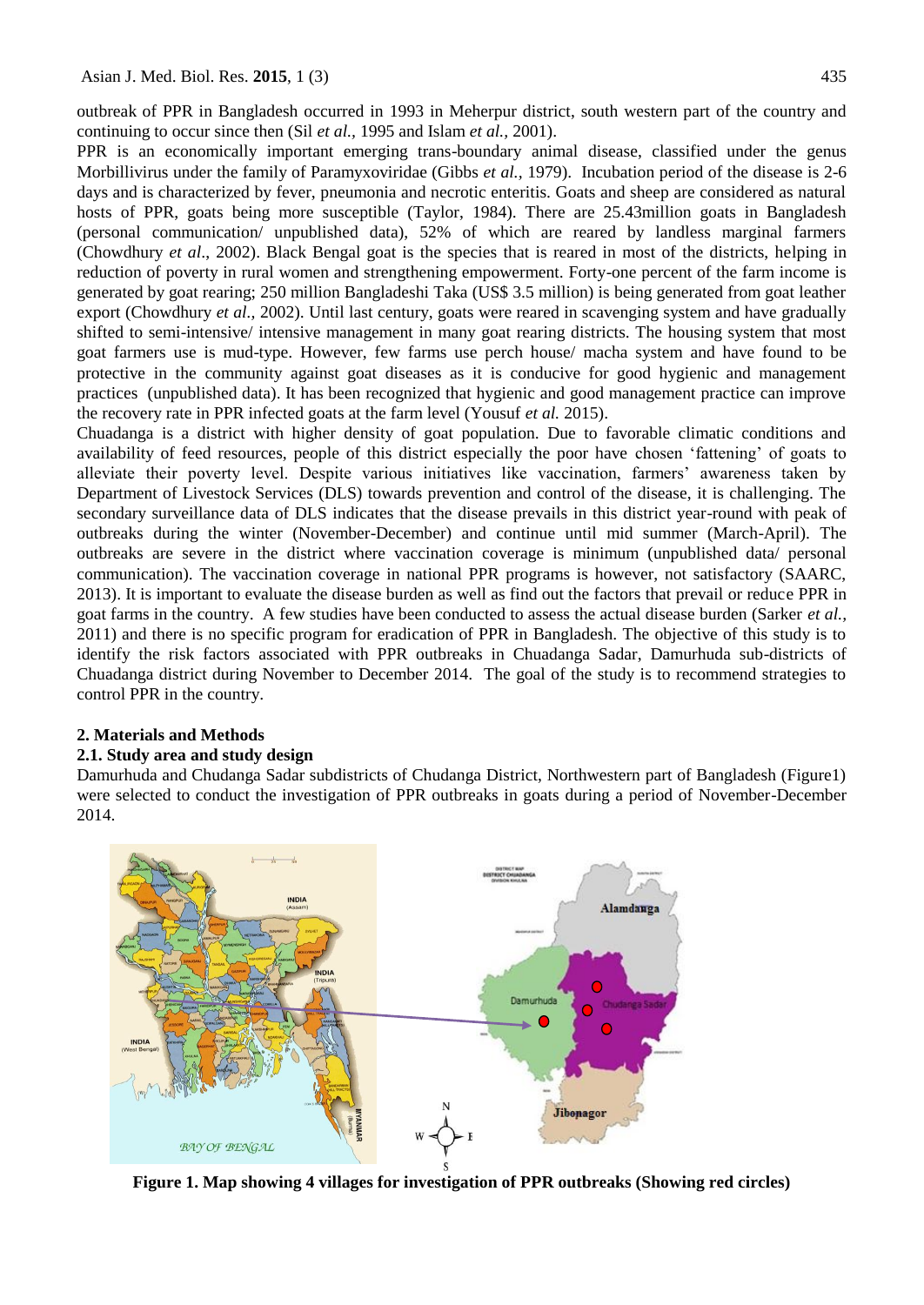outbreak of PPR in Bangladesh occurred in 1993 in Meherpur district, south western part of the country and continuing to occur since then (Sil *et al.,* 1995 and Islam *et al.,* 2001).

PPR is an economically important emerging trans-boundary animal disease, classified under the genus Morbillivirus under the family of Paramyxoviridae (Gibbs *et al.,* 1979). Incubation period of the disease is 2-6 days and is characterized by fever, pneumonia and necrotic enteritis. Goats and sheep are considered as natural hosts of PPR, goats being more susceptible (Taylor, 1984). There are 25.43million goats in Bangladesh (personal communication/ unpublished data), 52% of which are reared by landless marginal farmers (Chowdhury *et al*., 2002). Black Bengal goat is the species that is reared in most of the districts, helping in reduction of poverty in rural women and strengthening empowerment. Forty-one percent of the farm income is generated by goat rearing; 250 million Bangladeshi Taka (US$ 3.5 million) is being generated from goat leather export (Chowdhury *et al.,* 2002). Until last century, goats were reared in scavenging system and have gradually shifted to semi-intensive/ intensive management in many goat rearing districts. The housing system that most goat farmers use is mud-type. However, few farms use perch house/ macha system and have found to be protective in the community against goat diseases as it is conducive for good hygienic and management practices (unpublished data). It has been recognized that hygienic and good management practice can improve the recovery rate in PPR infected goats at the farm level (Yousuf *et al.* 2015).

Chuadanga is a district with higher density of goat population. Due to favorable climatic conditions and availability of feed resources, people of this district especially the poor have chosen 'fattening' of goats to alleviate their poverty level. Despite various initiatives like vaccination, farmers' awareness taken by Department of Livestock Services (DLS) towards prevention and control of the disease, it is challenging. The secondary surveillance data of DLS indicates that the disease prevails in this district year-round with peak of outbreaks during the winter (November-December) and continue until mid summer (March-April). The outbreaks are severe in the district where vaccination coverage is minimum (unpublished data/ personal communication). The vaccination coverage in national PPR programs is however, not satisfactory (SAARC, 2013). It is important to evaluate the disease burden as well as find out the factors that prevail or reduce PPR in goat farms in the country. A few studies have been conducted to assess the actual disease burden (Sarker *et al.,* 2011) and there is no specific program for eradication of PPR in Bangladesh. The objective of this study is to identify the risk factors associated with PPR outbreaks in Chuadanga Sadar, Damurhuda sub-districts of Chuadanga district during November to December 2014. The goal of the study is to recommend strategies to control PPR in the country.

## 2. Materials and Methods

### 2.1. Study area and study design

Damurhuda and Chudanga Sadar subdistricts of Chudanga District, Northwestern part of Bangladesh (Figure1) were selected to conduct the investigation of PPR outbreaks in goats during a period of November-December 2014.

**Figure 1. Map showing 4 villages for investigation of PPR outbreaks (Showing red circles)**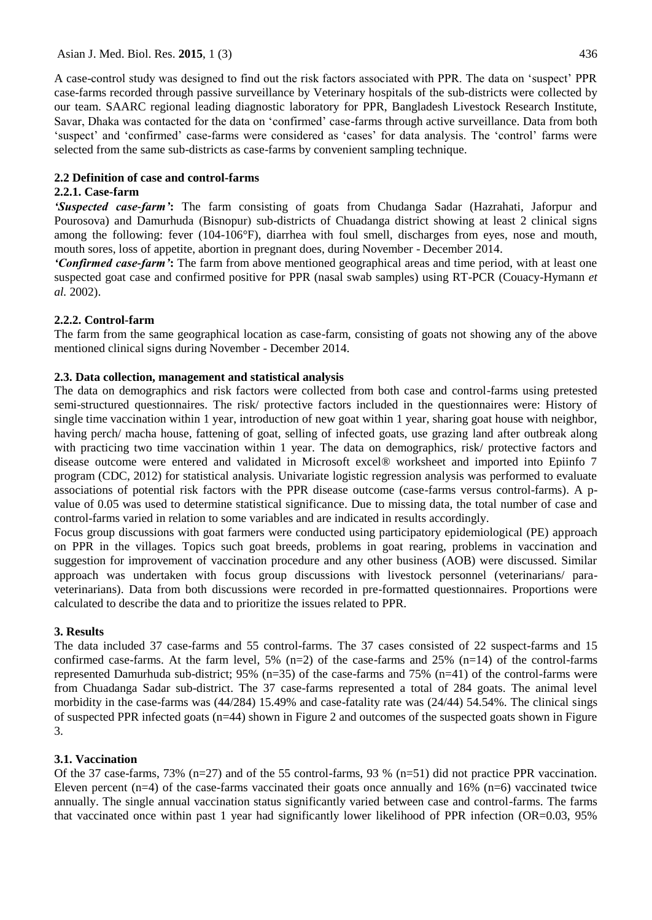A case-control study was designed to find out the risk factors associated with PPR. The data on 'suspect' PPR case-farms recorded through passive surveillance by Veterinary hospitals of the sub-districts were collected by our team. SAARC regional leading diagnostic laboratory for PPR, Bangladesh Livestock Research Institute, Savar, Dhaka was contacted for the data on 'confirmed' case-farms through active surveillance. Data from both 'suspect' and 'confirmed' case-farms were considered as 'cases' for data analysis. The 'control' farms were selected from the same sub-districts as case-farms by convenient sampling technique.

### 2.2 Definition of case and control-farms

#### 2.2.1. Case-farm

***'Suspected case-farm'*:** The farm consisting of goats from Chudanga Sadar (Hazrahati, Jaforpur and Pourosova) and Damurhuda (Bisnopur) sub-districts of Chuadanga district showing at least 2 clinical signs among the following: fever (104-106°F), diarrhea with foul smell, discharges from eyes, nose and mouth, mouth sores, loss of appetite, abortion in pregnant does, during November - December 2014.

***'Confirmed case-farm'*:** The farm from above mentioned geographical areas and time period, with at least one suspected goat case and confirmed positive for PPR (nasal swab samples) using RT-PCR (Couacy-Hymann *et al.* 2002).

#### 2.2.2. Control-farm

The farm from the same geographical location as case-farm, consisting of goats not showing any of the above mentioned clinical signs during November - December 2014.

### 2.3. Data collection, management and statistical analysis

The data on demographics and risk factors were collected from both case and control-farms using pretested semi-structured questionnaires. The risk/ protective factors included in the questionnaires were: History of single time vaccination within 1 year, introduction of new goat within 1 year, sharing goat house with neighbor, having perch/ macha house, fattening of goat, selling of infected goats, use grazing land after outbreak along with practicing two time vaccination within 1 year. The data on demographics, risk/ protective factors and disease outcome were entered and validated in Microsoft excel® worksheet and imported into Epiinfo 7 program (CDC, 2012) for statistical analysis. Univariate logistic regression analysis was performed to evaluate associations of potential risk factors with the PPR disease outcome (case-farms versus control-farms). A p-value of 0.05 was used to determine statistical significance. Due to missing data, the total number of case and control-farms varied in relation to some variables and are indicated in results accordingly.

Focus group discussions with goat farmers were conducted using participatory epidemiological (PE) approach on PPR in the villages. Topics such goat breeds, problems in goat rearing, problems in vaccination and suggestion for improvement of vaccination procedure and any other business (AOB) were discussed. Similar approach was undertaken with focus group discussions with livestock personnel (veterinarians/ para-veterinarians). Data from both discussions were recorded in pre-formatted questionnaires. Proportions were calculated to describe the data and to prioritize the issues related to PPR.

## 3. Results

The data included 37 case-farms and 55 control-farms. The 37 cases consisted of 22 suspect-farms and 15 confirmed case-farms. At the farm level, 5% (n=2) of the case-farms and 25% (n=14) of the control-farms represented Damurhuda sub-district; 95% (n=35) of the case-farms and 75% (n=41) of the control-farms were from Chuadanga Sadar sub-district. The 37 case-farms represented a total of 284 goats. The animal level morbidity in the case-farms was (44/284) 15.49% and case-fatality rate was (24/44) 54.54%. The clinical sings of suspected PPR infected goats (n=44) shown in Figure 2 and outcomes of the suspected goats shown in Figure 3.

### 3.1. Vaccination

Of the 37 case-farms, 73% (n=27) and of the 55 control-farms, 93 % (n=51) did not practice PPR vaccination. Eleven percent (n=4) of the case-farms vaccinated their goats once annually and 16% (n=6) vaccinated twice annually. The single annual vaccination status significantly varied between case and control-farms. The farms that vaccinated once within past 1 year had significantly lower likelihood of PPR infection (OR=0.03, 95%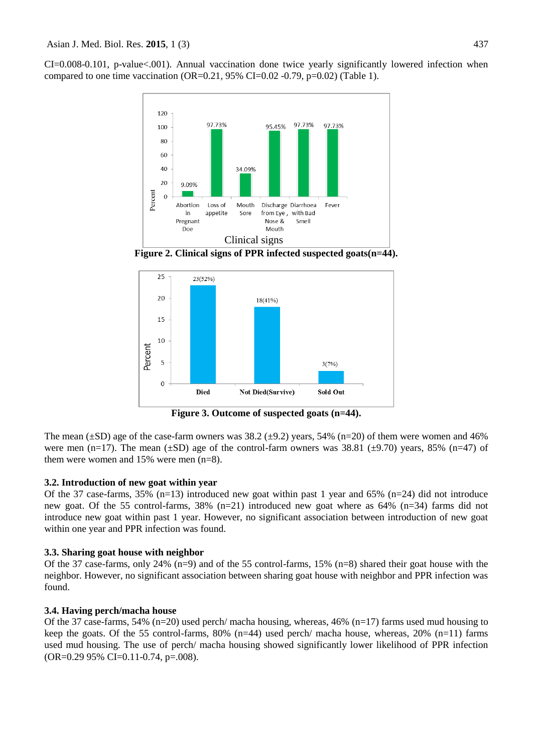CI=0.008-0.101, p-value<.001). Annual vaccination done twice yearly significantly lowered infection when compared to one time vaccination (OR=0.21, 95% CI=0.02 -0.79, p=0.02) (Table 1).

**Figure 2. Clinical signs of PPR infected suspected goats(n=44).**

**Figure 3. Outcome of suspected goats (n=44).**

The mean (±SD) age of the case-farm owners was 38.2 (±9.2) years, 54% (n=20) of them were women and 46% were men (n=17). The mean (±SD) age of the control-farm owners was 38.81 (±9.70) years, 85% (n=47) of them were women and 15% were men (n=8).

### 3.2. Introduction of new goat within year

Of the 37 case-farms, 35% (n=13) introduced new goat within past 1 year and 65% (n=24) did not introduce new goat. Of the 55 control-farms, 38% (n=21) introduced new goat where as 64% (n=34) farms did not introduce new goat within past 1 year. However, no significant association between introduction of new goat within one year and PPR infection was found.

### 3.3. Sharing goat house with neighbor

Of the 37 case-farms, only 24% (n=9) and of the 55 control-farms, 15% (n=8) shared their goat house with the neighbor. However, no significant association between sharing goat house with neighbor and PPR infection was found.

### 3.4. Having perch/macha house

Of the 37 case-farms, 54% (n=20) used perch/ macha housing, whereas, 46% (n=17) farms used mud housing to keep the goats. Of the 55 control-farms, 80% (n=44) used perch/ macha house, whereas, 20% (n=11) farms used mud housing. The use of perch/ macha housing showed significantly lower likelihood of PPR infection (OR=0.29 95% CI=0.11-0.74, p=.008).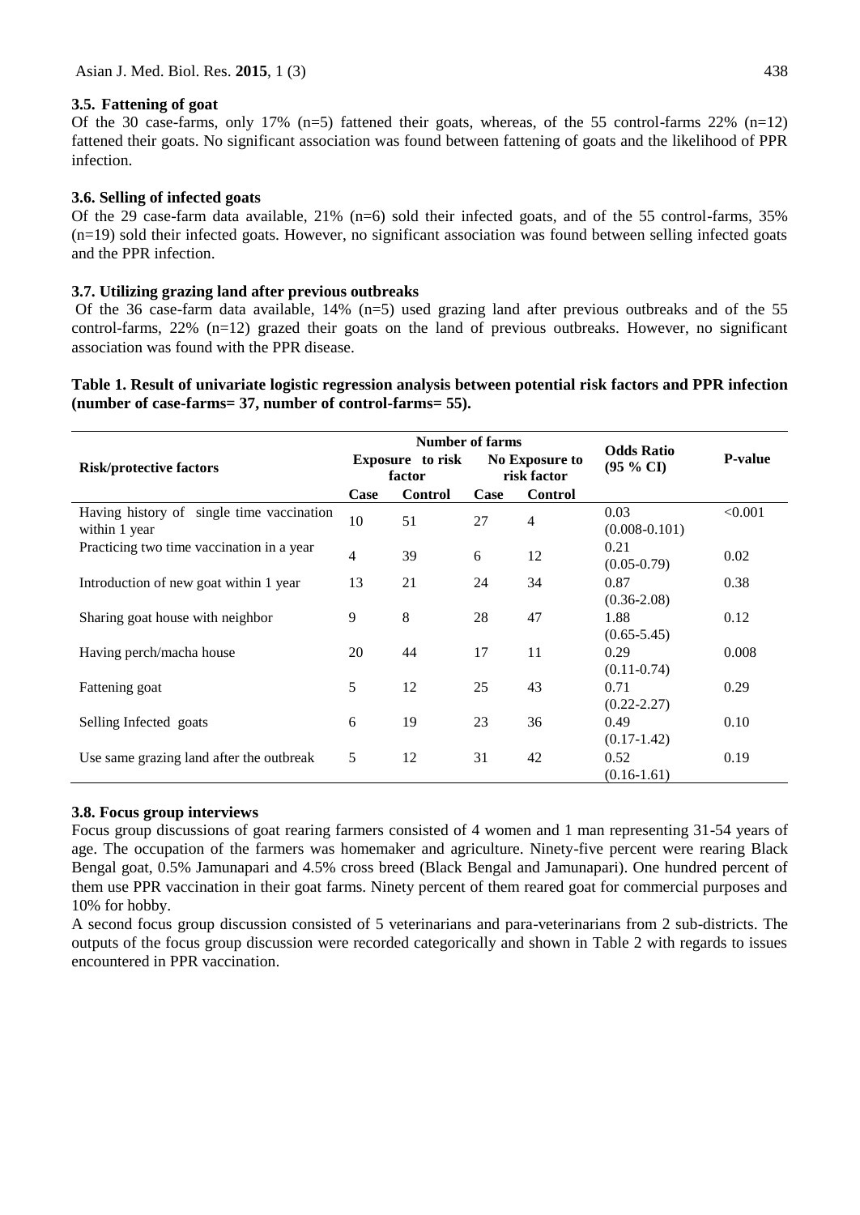### 3.5. Fattening of goat

Of the 30 case-farms, only 17% (n=5) fattened their goats, whereas, of the 55 control-farms 22% (n=12) fattened their goats. No significant association was found between fattening of goats and the likelihood of PPR infection.

### 3.6. Selling of infected goats

Of the 29 case-farm data available, 21% (n=6) sold their infected goats, and of the 55 control-farms, 35% (n=19) sold their infected goats. However, no significant association was found between selling infected goats and the PPR infection.

### 3.7. Utilizing grazing land after previous outbreaks

Of the 36 case-farm data available, 14% (n=5) used grazing land after previous outbreaks and of the 55 control-farms, 22% (n=12) grazed their goats on the land of previous outbreaks. However, no significant association was found with the PPR disease.

**Table 1. Result of univariate logistic regression analysis between potential risk factors and PPR infection (number of case-farms= 37, number of control-farms= 55).**

| Risk/protective factors | Number of farms | | | | Odds Ratio (95 % CI) | P-value |
|---|---|---|---|---|---|---|
| | Exposure to risk factor | | No Exposure to risk factor | | | |
| | Case | Control | Case | Control | | |
| Having history of single time vaccination within 1 year | 10 | 51 | 27 | 4 | 0.03 (0.008-0.101) | <0.001 |
| Practicing two time vaccination in a year | 4 | 39 | 6 | 12 | 0.21 (0.05-0.79) | 0.02 |
| Introduction of new goat within 1 year | 13 | 21 | 24 | 34 | 0.87 (0.36-2.08) | 0.38 |
| Sharing goat house with neighbor | 9 | 8 | 28 | 47 | 1.88 (0.65-5.45) | 0.12 |
| Having perch/macha house | 20 | 44 | 17 | 11 | 0.29 (0.11-0.74) | 0.008 |
| Fattening goat | 5 | 12 | 25 | 43 | 0.71 (0.22-2.27) | 0.29 |
| Selling Infected goats | 6 | 19 | 23 | 36 | 0.49 (0.17-1.42) | 0.10 |
| Use same grazing land after the outbreak | 5 | 12 | 31 | 42 | 0.52 (0.16-1.61) | 0.19 |

### 3.8. Focus group interviews

Focus group discussions of goat rearing farmers consisted of 4 women and 1 man representing 31-54 years of age. The occupation of the farmers was homemaker and agriculture. Ninety-five percent were rearing Black Bengal goat, 0.5% Jamunapari and 4.5% cross breed (Black Bengal and Jamunapari). One hundred percent of them use PPR vaccination in their goat farms. Ninety percent of them reared goat for commercial purposes and 10% for hobby.

A second focus group discussion consisted of 5 veterinarians and para-veterinarians from 2 sub-districts. The outputs of the focus group discussion were recorded categorically and shown in Table 2 with regards to issues encountered in PPR vaccination.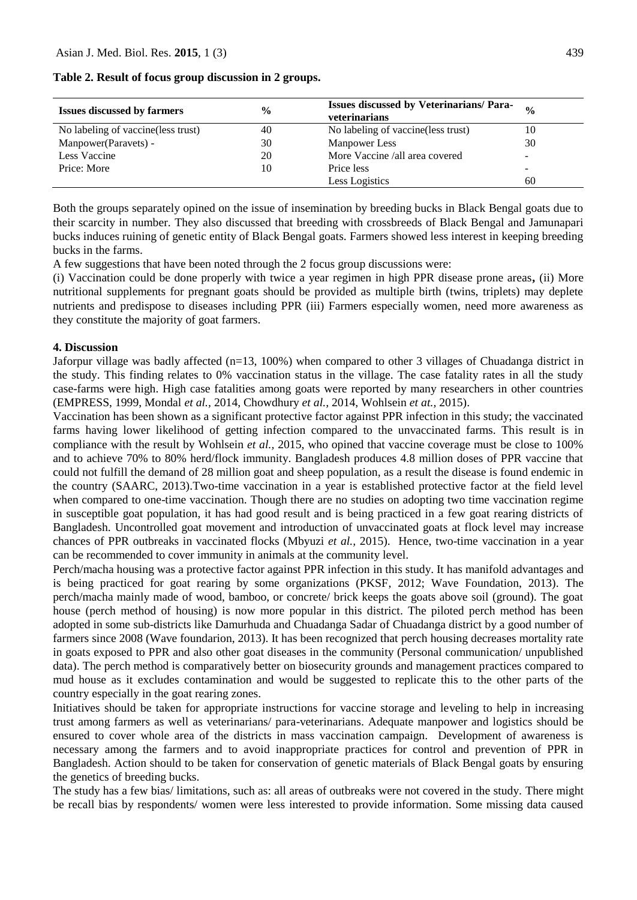**Table 2. Result of focus group discussion in 2 groups.**

| Issues discussed by farmers | % | Issues discussed by Veterinarians/ Para-veterinarians | % |
|---|---|---|---|
| No labeling of vaccine(less trust) | 40 | No labeling of vaccine(less trust) | 10 |
| Manpower(Paravets) - | 30 | Manpower Less | 30 |
| Less Vaccine | 20 | More Vaccine /all area covered | - |
| Price: More | 10 | Price less | - |
| | | Less Logistics | 60 |

Both the groups separately opined on the issue of insemination by breeding bucks in Black Bengal goats due to their scarcity in number. They also discussed that breeding with crossbreeds of Black Bengal and Jamunapari bucks induces ruining of genetic entity of Black Bengal goats. Farmers showed less interest in keeping breeding bucks in the farms.

A few suggestions that have been noted through the 2 focus group discussions were:

(i) Vaccination could be done properly with twice a year regimen in high PPR disease prone areas**,** (ii) More nutritional supplements for pregnant goats should be provided as multiple birth (twins, triplets) may deplete nutrients and predispose to diseases including PPR (iii) Farmers especially women, need more awareness as they constitute the majority of goat farmers.

## 4. Discussion

Jaforpur village was badly affected (n=13, 100%) when compared to other 3 villages of Chuadanga district in the study. This finding relates to 0% vaccination status in the village. The case fatality rates in all the study case-farms were high. High case fatalities among goats were reported by many researchers in other countries (EMPRESS, 1999, Mondal *et al.,* 2014, Chowdhury *et al.,* 2014, Wohlsein *et at.,* 2015).

Vaccination has been shown as a significant protective factor against PPR infection in this study; the vaccinated farms having lower likelihood of getting infection compared to the unvaccinated farms. This result is in compliance with the result by Wohlsein *et al.,* 2015, who opined that vaccine coverage must be close to 100% and to achieve 70% to 80% herd/flock immunity. Bangladesh produces 4.8 million doses of PPR vaccine that could not fulfill the demand of 28 million goat and sheep population, as a result the disease is found endemic in the country (SAARC, 2013).Two-time vaccination in a year is established protective factor at the field level when compared to one-time vaccination. Though there are no studies on adopting two time vaccination regime in susceptible goat population, it has had good result and is being practiced in a few goat rearing districts of Bangladesh. Uncontrolled goat movement and introduction of unvaccinated goats at flock level may increase chances of PPR outbreaks in vaccinated flocks (Mbyuzi *et al.,* 2015). Hence, two-time vaccination in a year can be recommended to cover immunity in animals at the community level.

Perch/macha housing was a protective factor against PPR infection in this study. It has manifold advantages and is being practiced for goat rearing by some organizations (PKSF, 2012; Wave Foundation, 2013). The perch/macha mainly made of wood, bamboo, or concrete/ brick keeps the goats above soil (ground). The goat house (perch method of housing) is now more popular in this district. The piloted perch method has been adopted in some sub-districts like Damurhuda and Chuadanga Sadar of Chuadanga district by a good number of farmers since 2008 (Wave foundarion, 2013). It has been recognized that perch housing decreases mortality rate in goats exposed to PPR and also other goat diseases in the community (Personal communication/ unpublished data). The perch method is comparatively better on biosecurity grounds and management practices compared to mud house as it excludes contamination and would be suggested to replicate this to the other parts of the country especially in the goat rearing zones.

Initiatives should be taken for appropriate instructions for vaccine storage and leveling to help in increasing trust among farmers as well as veterinarians/ para-veterinarians. Adequate manpower and logistics should be ensured to cover whole area of the districts in mass vaccination campaign. Development of awareness is necessary among the farmers and to avoid inappropriate practices for control and prevention of PPR in Bangladesh. Action should to be taken for conservation of genetic materials of Black Bengal goats by ensuring the genetics of breeding bucks.

The study has a few bias/ limitations, such as: all areas of outbreaks were not covered in the study. There might be recall bias by respondents/ women were less interested to provide information. Some missing data caused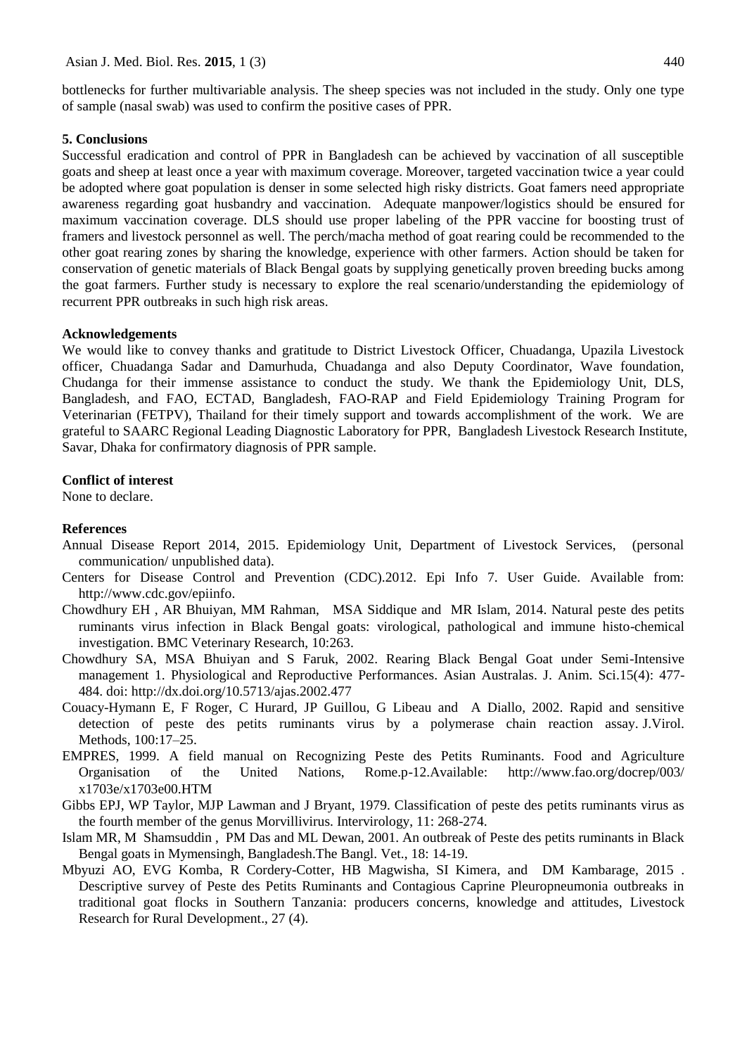bottlenecks for further multivariable analysis. The sheep species was not included in the study. Only one type of sample (nasal swab) was used to confirm the positive cases of PPR.

## 5. Conclusions

Successful eradication and control of PPR in Bangladesh can be achieved by vaccination of all susceptible goats and sheep at least once a year with maximum coverage. Moreover, targeted vaccination twice a year could be adopted where goat population is denser in some selected high risky districts. Goat famers need appropriate awareness regarding goat husbandry and vaccination. Adequate manpower/logistics should be ensured for maximum vaccination coverage. DLS should use proper labeling of the PPR vaccine for boosting trust of framers and livestock personnel as well. The perch/macha method of goat rearing could be recommended to the other goat rearing zones by sharing the knowledge, experience with other farmers. Action should be taken for conservation of genetic materials of Black Bengal goats by supplying genetically proven breeding bucks among the goat farmers. Further study is necessary to explore the real scenario/understanding the epidemiology of recurrent PPR outbreaks in such high risk areas.

## Acknowledgements

We would like to convey thanks and gratitude to District Livestock Officer, Chuadanga, Upazila Livestock officer, Chuadanga Sadar and Damurhuda, Chuadanga and also Deputy Coordinator, Wave foundation, Chudanga for their immense assistance to conduct the study. We thank the Epidemiology Unit, DLS, Bangladesh, and FAO, ECTAD, Bangladesh, FAO-RAP and Field Epidemiology Training Program for Veterinarian (FETPV), Thailand for their timely support and towards accomplishment of the work. We are grateful to SAARC Regional Leading Diagnostic Laboratory for PPR, Bangladesh Livestock Research Institute, Savar, Dhaka for confirmatory diagnosis of PPR sample.

## Conflict of interest

None to declare.

## References

Annual Disease Report 2014, 2015. Epidemiology Unit, Department of Livestock Services, (personal communication/ unpublished data).

Centers for Disease Control and Prevention (CDC).2012. Epi Info 7. User Guide. Available from: http://www.cdc.gov/epiinfo.

Chowdhury EH , AR Bhuiyan, MM Rahman, MSA Siddique and MR Islam, 2014. Natural peste des petits ruminants virus infection in Black Bengal goats: virological, pathological and immune histo-chemical investigation. BMC Veterinary Research, 10:263.

Chowdhury SA, MSA Bhuiyan and S Faruk, 2002. Rearing Black Bengal Goat under Semi-Intensive management 1. Physiological and Reproductive Performances. Asian Australas. J. Anim. Sci.15(4): 477-484. doi: http://dx.doi.org/10.5713/ajas.2002.477

Couacy-Hymann E, F Roger, C Hurard, JP Guillou, G Libeau and A Diallo, 2002. Rapid and sensitive detection of peste des petits ruminants virus by a polymerase chain reaction assay. J.Virol. Methods, 100:17–25.

EMPRES, 1999. A field manual on Recognizing Peste des Petits Ruminants. Food and Agriculture Organisation of the United Nations, Rome.p-12.Available: http://www.fao.org/docrep/003/x1703e/x1703e00.HTM

Gibbs EPJ, WP Taylor, MJP Lawman and J Bryant, 1979. Classification of peste des petits ruminants virus as the fourth member of the genus Morvillivirus. Intervirology, 11: 268-274.

Islam MR, M Shamsuddin , PM Das and ML Dewan, 2001. An outbreak of Peste des petits ruminants in Black Bengal goats in Mymensingh, Bangladesh.The Bangl. Vet., 18: 14-19.

Mbyuzi AO, EVG Komba, R Cordery-Cotter, HB Magwisha, SI Kimera, and DM Kambarage, 2015 . Descriptive survey of Peste des Petits Ruminants and Contagious Caprine Pleuropneumonia outbreaks in traditional goat flocks in Southern Tanzania: producers concerns, knowledge and attitudes, Livestock Research for Rural Development., 27 (4).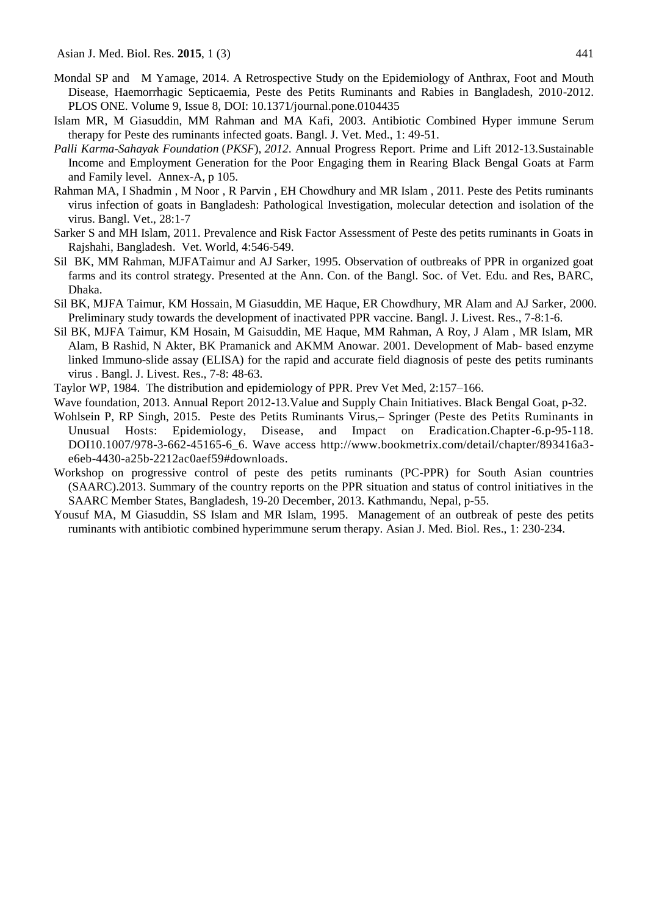Mondal SP and M Yamage, 2014. A Retrospective Study on the Epidemiology of Anthrax, Foot and Mouth Disease, Haemorrhagic Septicaemia, Peste des Petits Ruminants and Rabies in Bangladesh, 2010-2012. PLOS ONE. Volume 9, Issue 8, DOI: 10.1371/journal.pone.0104435

Islam MR, M Giasuddin, MM Rahman and MA Kafi, 2003. Antibiotic Combined Hyper immune Serum therapy for Peste des ruminants infected goats. Bangl. J. Vet. Med., 1: 49-51.

*Palli Karma-Sahayak Foundation* (*PKSF*), *2012*. Annual Progress Report. Prime and Lift 2012-13.Sustainable Income and Employment Generation for the Poor Engaging them in Rearing Black Bengal Goats at Farm and Family level. Annex-A, p 105.

Rahman MA, I Shadmin , M Noor , R Parvin , EH Chowdhury and MR Islam , 2011. Peste des Petits ruminants virus infection of goats in Bangladesh: Pathological Investigation, molecular detection and isolation of the virus. Bangl. Vet., 28:1-7

Sarker S and MH Islam, 2011. Prevalence and Risk Factor Assessment of Peste des petits ruminants in Goats in Rajshahi, Bangladesh. Vet. World, 4:546-549.

Sil BK, MM Rahman, MJFATaimur and AJ Sarker, 1995. Observation of outbreaks of PPR in organized goat farms and its control strategy. Presented at the Ann. Con. of the Bangl. Soc. of Vet. Edu. and Res, BARC, Dhaka.

Sil BK, MJFA Taimur, KM Hossain, M Giasuddin, ME Haque, ER Chowdhury, MR Alam and AJ Sarker, 2000. Preliminary study towards the development of inactivated PPR vaccine. Bangl. J. Livest. Res., 7-8:1-6.

Sil BK, MJFA Taimur, KM Hosain, M Gaisuddin, ME Haque, MM Rahman, A Roy, J Alam , MR Islam, MR Alam, B Rashid, N Akter, BK Pramanick and AKMM Anowar. 2001. Development of Mab- based enzyme linked Immuno-slide assay (ELISA) for the rapid and accurate field diagnosis of peste des petits ruminants virus . Bangl. J. Livest. Res., 7-8: 48-63.

Taylor WP, 1984. The distribution and epidemiology of PPR. Prev Vet Med, 2:157–166.

Wave foundation, 2013. Annual Report 2012-13.Value and Supply Chain Initiatives. Black Bengal Goat, p-32.

Wohlsein P, RP Singh, 2015. Peste des Petits Ruminants Virus,– Springer (Peste des Petits Ruminants in Unusual Hosts: Epidemiology, Disease, and Impact on Eradication.Chapter-6.p-95-118. DOI10.1007/978-3-662-45165-6_6. Wave access http://www.bookmetrix.com/detail/chapter/893416a3-e6eb-4430-a25b-2212ac0aef59#downloads.

Workshop on progressive control of peste des petits ruminants (PC-PPR) for South Asian countries (SAARC).2013. Summary of the country reports on the PPR situation and status of control initiatives in the SAARC Member States, Bangladesh, 19-20 December, 2013. Kathmandu, Nepal, p-55.

Yousuf MA, M Giasuddin, SS Islam and MR Islam, 1995. Management of an outbreak of peste des petits ruminants with antibiotic combined hyperimmune serum therapy. Asian J. Med. Biol. Res., 1: 230-234.